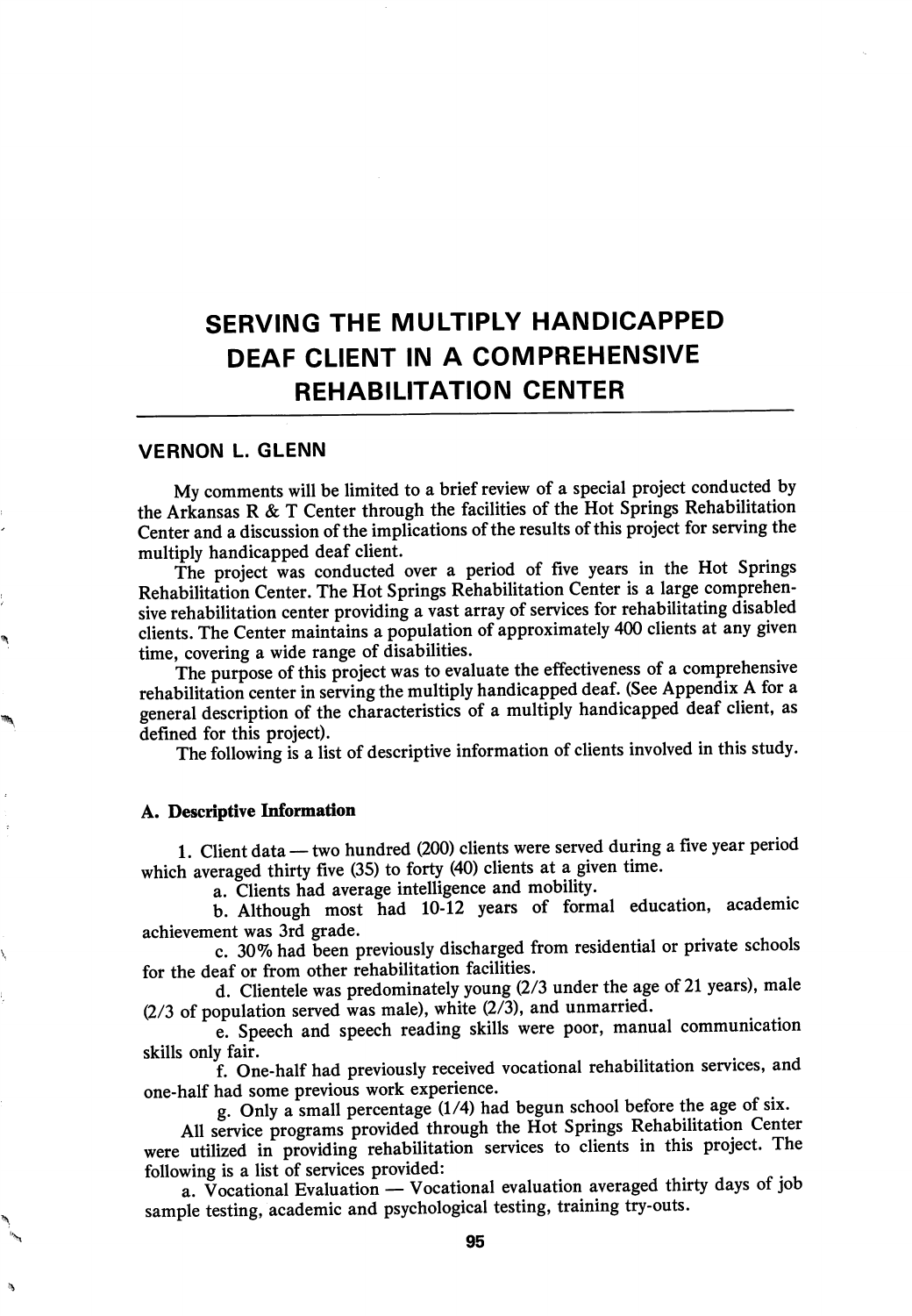# SERVING THE MULTIPLY HANDICAPPED DEAF CLIENT IN A COMPREHENSIVE REHABILITATION CENTER

## VERNON L. GLENN

My comments will be limited to a brief review of a special project conducted by the Arkansas R & T Center through the facilities of the Hot Springs Rehabilitation Center and a discussion of the implications of the results of this project for serving the multiply handicapped deaf client.

The project was conducted over a period of five years in the Hot Springs Rehabilitation Center. The Hot Springs Rehabilitation Center is a large comprehensive rehabilitation center providing a vast array of services for rehabilitating disabled clients. The Center maintains a population of approximately 400 clients at any given time, covering a wide range of disabilities.

The purpose of this project was to evaluate the effectiveness of a comprehensive rehabilitation center in serving the multiply handicapped deaf. (See Appendix A for a general description of the characteristics of a multiply handicapped deaf client, as defined for this project).

The following is a list of descriptive information of clients involved in this study.

### A. Descriptive Information

1. Client data — two hundred (200) clients were served during a five year period which averaged thirty five (35) to forty (40) clients at a given time.

   a. Clients had average intelligence and mobility.

   b. Although most had 10-12 years of formal education, academic achievement was 3rd grade.

   c. 30% had been previously discharged from residential or private schools for the deaf or from other rehabilitation facilities.

   d. Clientele was predominately young (2/3 under the age of 21 years), male (2/3 of population served was male), white (2/3), and unmarried.

   e. Speech and speech reading skills were poor, manual communication skills only fair.

   f. One-half had previously received vocational rehabilitation services, and one-half had some previous work experience.

   g. Only a small percentage (1/4) had begun school before the age of six.

All service programs provided through the Hot Springs Rehabilitation Center were utilized in providing rehabilitation services to clients in this project. The following is a list of services provided:

a. Vocational Evaluation — Vocational evaluation averaged thirty days of job sample testing, academic and psychological testing, training try-outs.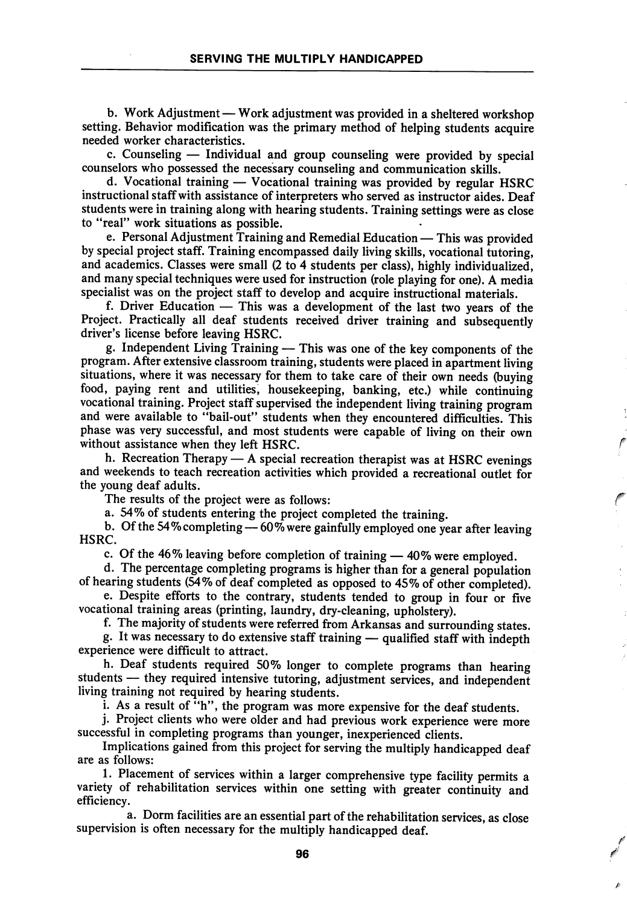b. Work Adjustment — Work adjustment was provided in a sheltered workshop setting. Behavior modification was the primary method of helping students acquire needed worker characteristics.

c. Counseling — Individual and group counseling were provided by special counselors who possessed the necessary counseling and communication skills.

d. Vocational training — Vocational training was provided by regular HSRC instructional staff with assistance of interpreters who served as instructor aides. Deaf students were in training along with hearing students. Training settings were as close to "real" work situations as possible.

e. Personal Adjustment Training and Remedial Education — This was provided by special project staff. Training encompassed daily living skills, vocational tutoring, and academics. Classes were small (2 to 4 students per class), highly individualized, and many special techniques were used for instruction (role playing for one). A media specialist was on the project staff to develop and acquire instructional materials.

f. Driver Education — This was a development of the last two years of the Project. Practically all deaf students received driver training and subsequently driver's license before leaving HSRC.

g. Independent Living Training — This was one of the key components of the program. After extensive classroom training, students were placed in apartment living situations, where it was necessary for them to take care of their own needs (buying food, paying rent and utilities, housekeeping, banking, etc.) while continuing vocational training. Project staff supervised the independent living training program and were available to "bail-out" students when they encountered difficulties. This phase was very successful, and most students were capable of living on their own without assistance when they left HSRC.

h. Recreation Therapy — A special recreation therapist was at HSRC evenings and weekends to teach recreation activities which provided a recreational outlet for the young deaf adults.

The results of the project were as follows:

a. 54% of students entering the project completed the training.

b. Of the 54% completing — 60% were gainfully employed one year after leaving HSRC.

c. Of the 46% leaving before completion of training — 40% were employed.

d. The percentage completing programs is higher than for a general population of hearing students (54% of deaf completed as opposed to 45% of other completed).

e. Despite efforts to the contrary, students tended to group in four or five vocational training areas (printing, laundry, dry-cleaning, upholstery).

f. The majority of students were referred from Arkansas and surrounding states.

g. It was necessary to do extensive staff training — qualified staff with indepth experience were difficult to attract.

h. Deaf students required 50% longer to complete programs than hearing students — they required intensive tutoring, adjustment services, and independent living training not required by hearing students.

i. As a result of "h", the program was more expensive for the deaf students.

j. Project clients who were older and had previous work experience were more successful in completing programs than younger, inexperienced clients.

Implications gained from this project for serving the multiply handicapped deaf are as follows:

1. Placement of services within a larger comprehensive type facility permits a variety of rehabilitation services within one setting with greater continuity and efficiency.

a. Dorm facilities are an essential part of the rehabilitation services, as close supervision is often necessary for the multiply handicapped deaf.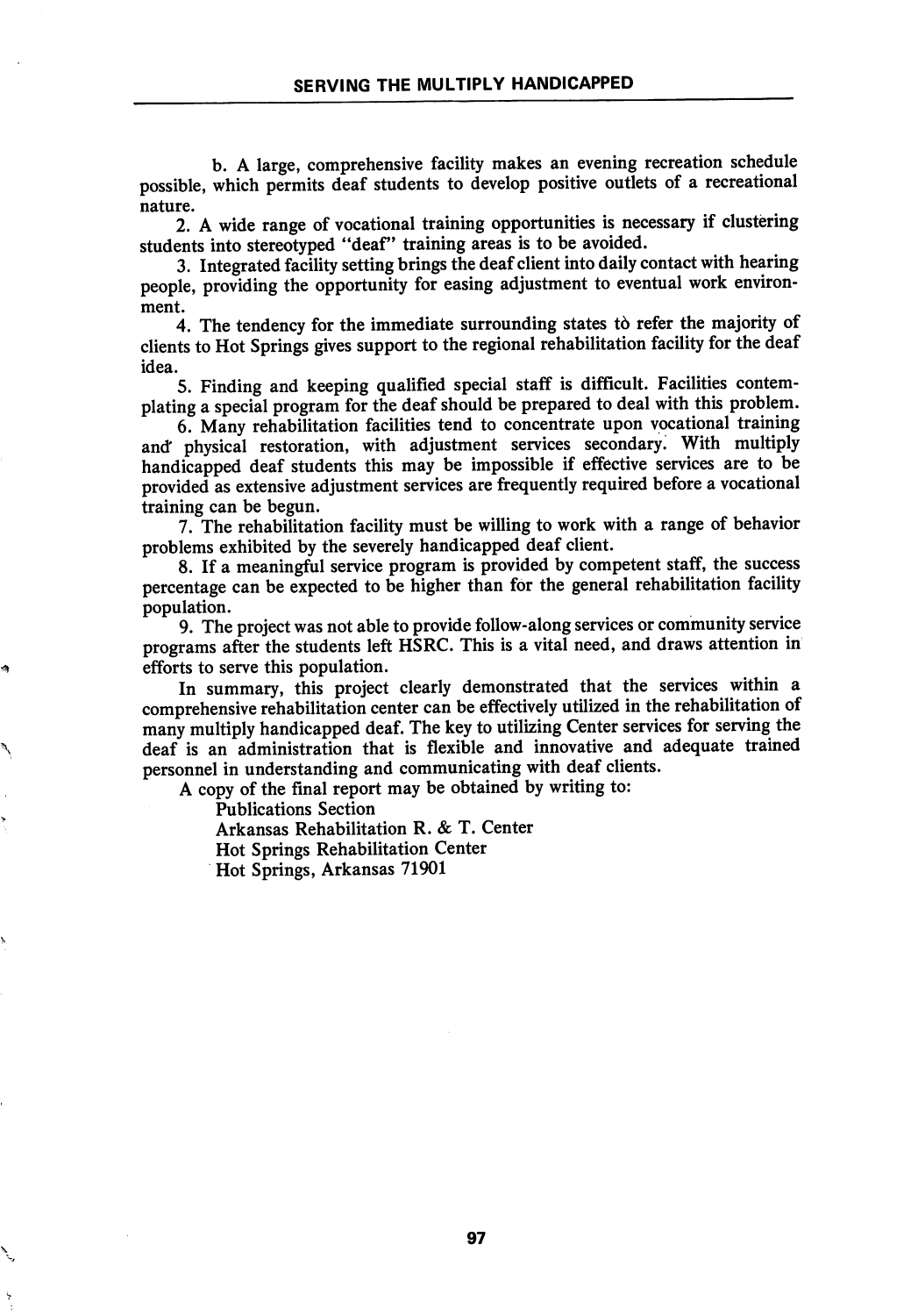b. A large, comprehensive facility makes an evening recreation schedule possible, which permits deaf students to develop positive outlets of a recreational nature.

2. A wide range of vocational training opportunities is necessary if clustering students into stereotyped "deaf" training areas is to be avoided.

3. Integrated facility setting brings the deaf client into daily contact with hearing people, providing the opportunity for easing adjustment to eventual work environment.

4. The tendency for the immediate surrounding states to refer the majority of clients to Hot Springs gives support to the regional rehabilitation facility for the deaf idea.

5. Finding and keeping qualified special staff is difficult. Facilities contemplating a special program for the deaf should be prepared to deal with this problem.

6. Many rehabilitation facilities tend to concentrate upon vocational training and physical restoration, with adjustment services secondary. With multiply handicapped deaf students this may be impossible if effective services are to be provided as extensive adjustment services are frequently required before a vocational training can be begun.

7. The rehabilitation facility must be willing to work with a range of behavior problems exhibited by the severely handicapped deaf client.

8. If a meaningful service program is provided by competent staff, the success percentage can be expected to be higher than for the general rehabilitation facility population.

9. The project was not able to provide follow-along services or community service programs after the students left HSRC. This is a vital need, and draws attention in efforts to serve this population.

In summary, this project clearly demonstrated that the services within a comprehensive rehabilitation center can be effectively utilized in the rehabilitation of many multiply handicapped deaf. The key to utilizing Center services for serving the deaf is an administration that is flexible and innovative and adequate trained personnel in understanding and communicating with deaf clients.

A copy of the final report may be obtained by writing to:

Publications Section
Arkansas Rehabilitation R. & T. Center
Hot Springs Rehabilitation Center
Hot Springs, Arkansas 71901